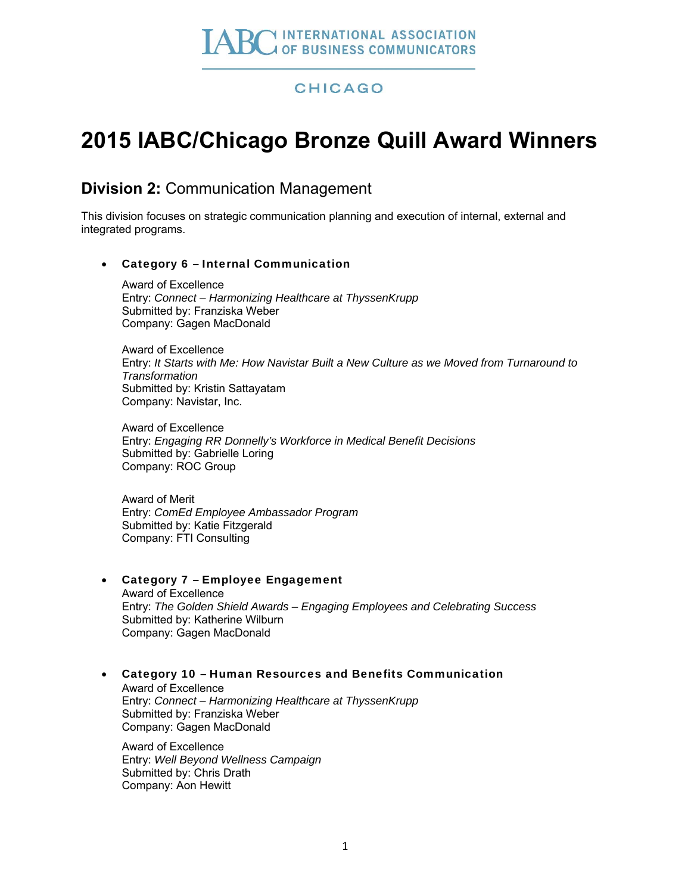IABC INTERNATIONAL ASSOCIATION OF BUSINESS COMMUNICATORS

CHICAGO

# 2015 IABC/Chicago Bronze Quill Award Winners

## **Division 2:** Communication Management

This division focuses on strategic communication planning and execution of internal, external and integrated programs.

- **Category 6 – Internal Communication**

  Award of Excellence
  Entry: *Connect – Harmonizing Healthcare at ThyssenKrupp*
  Submitted by: Franziska Weber
  Company: Gagen MacDonald

  Award of Excellence
  Entry: *It Starts with Me: How Navistar Built a New Culture as we Moved from Turnaround to Transformation*
  Submitted by: Kristin Sattayatam
  Company: Navistar, Inc.

  Award of Excellence
  Entry: *Engaging RR Donnelly's Workforce in Medical Benefit Decisions*
  Submitted by: Gabrielle Loring
  Company: ROC Group

  Award of Merit
  Entry: *ComEd Employee Ambassador Program*
  Submitted by: Katie Fitzgerald
  Company: FTI Consulting

- **Category 7 – Employee Engagement**

  Award of Excellence
  Entry: *The Golden Shield Awards – Engaging Employees and Celebrating Success*
  Submitted by: Katherine Wilburn
  Company: Gagen MacDonald

- **Category 10 – Human Resources and Benefits Communication**

  Award of Excellence
  Entry: *Connect – Harmonizing Healthcare at ThyssenKrupp*
  Submitted by: Franziska Weber
  Company: Gagen MacDonald

  Award of Excellence
  Entry: *Well Beyond Wellness Campaign*
  Submitted by: Chris Drath
  Company: Aon Hewitt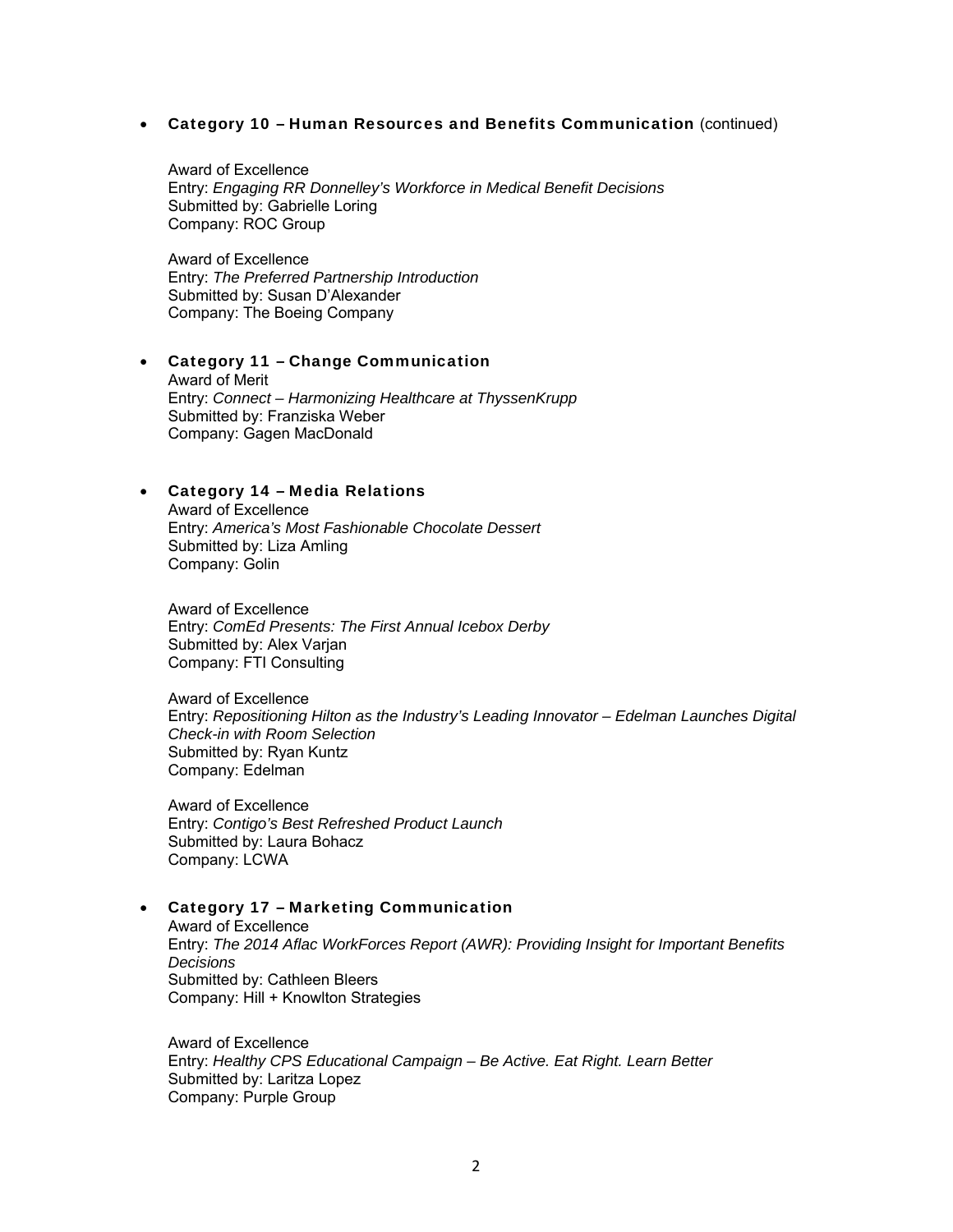- **Category 10 – Human Resources and Benefits Communication** (continued)

  Award of Excellence
  Entry: *Engaging RR Donnelley's Workforce in Medical Benefit Decisions*
  Submitted by: Gabrielle Loring
  Company: ROC Group

  Award of Excellence
  Entry: *The Preferred Partnership Introduction*
  Submitted by: Susan D'Alexander
  Company: The Boeing Company

- **Category 11 – Change Communication**
  Award of Merit
  Entry: *Connect – Harmonizing Healthcare at ThyssenKrupp*
  Submitted by: Franziska Weber
  Company: Gagen MacDonald

- **Category 14 – Media Relations**
  Award of Excellence
  Entry: *America's Most Fashionable Chocolate Dessert*
  Submitted by: Liza Amling
  Company: Golin

  Award of Excellence
  Entry: *ComEd Presents: The First Annual Icebox Derby*
  Submitted by: Alex Varjan
  Company: FTI Consulting

  Award of Excellence
  Entry: *Repositioning Hilton as the Industry's Leading Innovator – Edelman Launches Digital Check-in with Room Selection*
  Submitted by: Ryan Kuntz
  Company: Edelman

  Award of Excellence
  Entry: *Contigo's Best Refreshed Product Launch*
  Submitted by: Laura Bohacz
  Company: LCWA

- **Category 17 – Marketing Communication**
  Award of Excellence
  Entry: *The 2014 Aflac WorkForces Report (AWR): Providing Insight for Important Benefits Decisions*
  Submitted by: Cathleen Bleers
  Company: Hill + Knowlton Strategies

  Award of Excellence
  Entry: *Healthy CPS Educational Campaign – Be Active. Eat Right. Learn Better*
  Submitted by: Laritza Lopez
  Company: Purple Group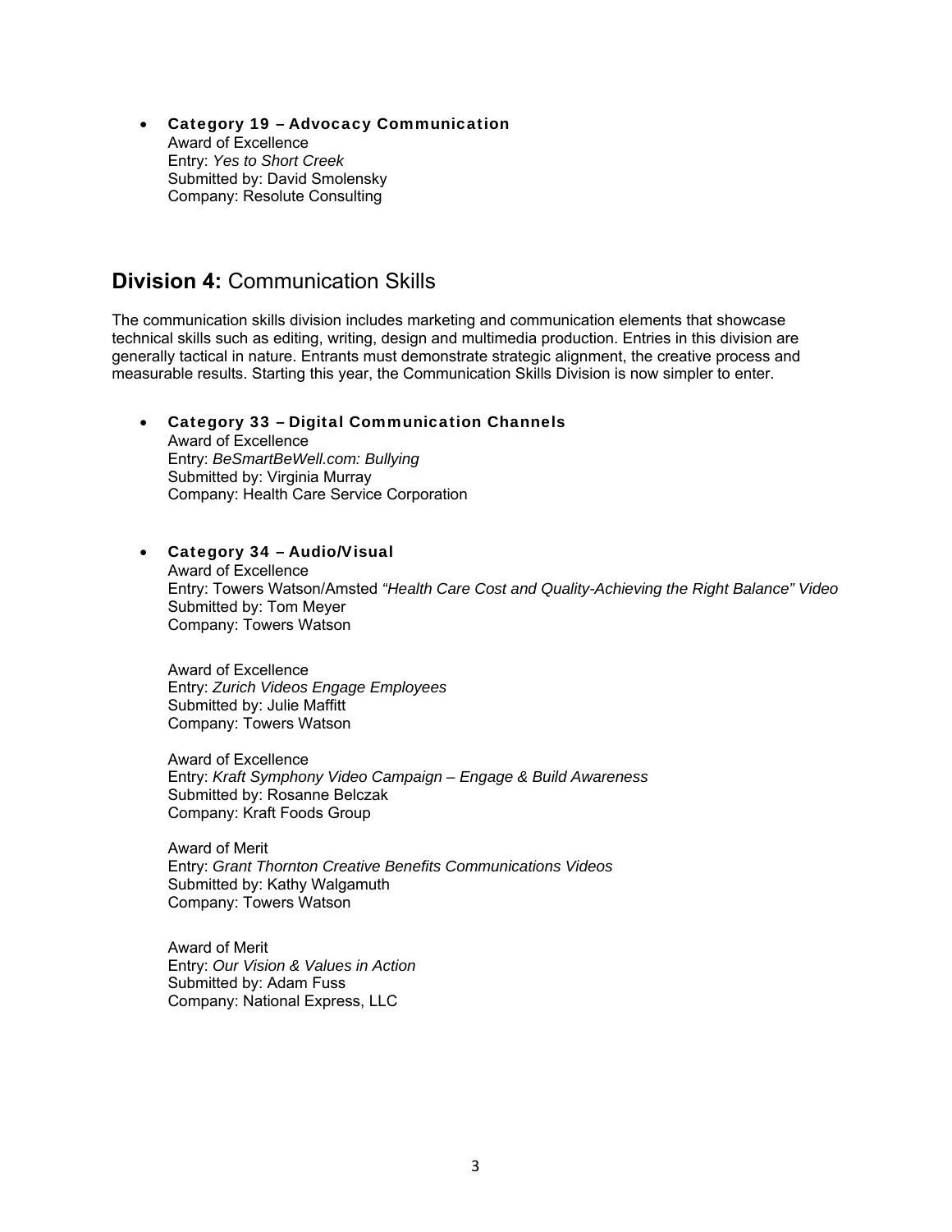- **Category 19 – Advocacy Communication**
  Award of Excellence
  Entry: *Yes to Short Creek*
  Submitted by: David Smolensky
  Company: Resolute Consulting

## **Division 4:** Communication Skills

The communication skills division includes marketing and communication elements that showcase technical skills such as editing, writing, design and multimedia production. Entries in this division are generally tactical in nature. Entrants must demonstrate strategic alignment, the creative process and measurable results. Starting this year, the Communication Skills Division is now simpler to enter.

- **Category 33 – Digital Communication Channels**
  Award of Excellence
  Entry: *BeSmartBeWell.com: Bullying*
  Submitted by: Virginia Murray
  Company: Health Care Service Corporation

- **Category 34 – Audio/Visual**
  Award of Excellence
  Entry: Towers Watson/Amsted *"Health Care Cost and Quality-Achieving the Right Balance" Video*
  Submitted by: Tom Meyer
  Company: Towers Watson

  Award of Excellence
  Entry: *Zurich Videos Engage Employees*
  Submitted by: Julie Maffitt
  Company: Towers Watson

  Award of Excellence
  Entry: *Kraft Symphony Video Campaign – Engage & Build Awareness*
  Submitted by: Rosanne Belczak
  Company: Kraft Foods Group

  Award of Merit
  Entry: *Grant Thornton Creative Benefits Communications Videos*
  Submitted by: Kathy Walgamuth
  Company: Towers Watson

  Award of Merit
  Entry: *Our Vision & Values in Action*
  Submitted by: Adam Fuss
  Company: National Express, LLC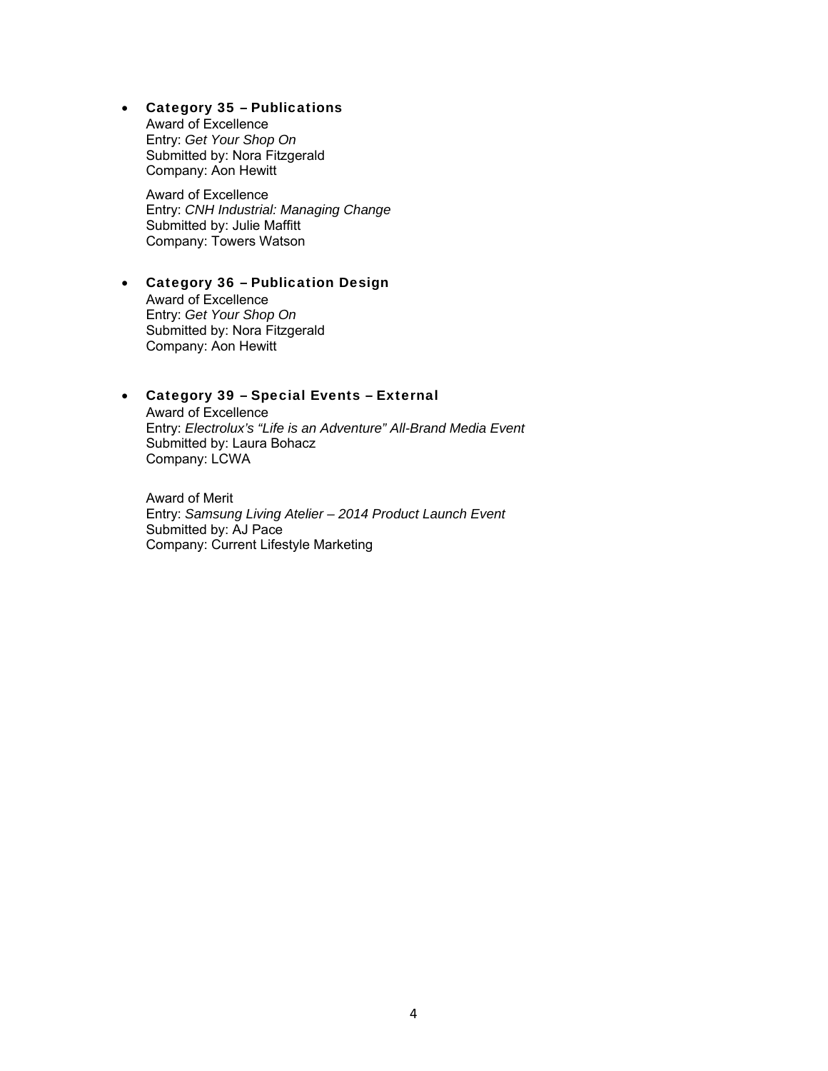- **Category 35 – Publications**

  Award of Excellence
  Entry: *Get Your Shop On*
  Submitted by: Nora Fitzgerald
  Company: Aon Hewitt

  Award of Excellence
  Entry: *CNH Industrial: Managing Change*
  Submitted by: Julie Maffitt
  Company: Towers Watson

- **Category 36 – Publication Design**

  Award of Excellence
  Entry: *Get Your Shop On*
  Submitted by: Nora Fitzgerald
  Company: Aon Hewitt

- **Category 39 – Special Events – External**

  Award of Excellence
  Entry: *Electrolux's "Life is an Adventure" All-Brand Media Event*
  Submitted by: Laura Bohacz
  Company: LCWA

  Award of Merit
  Entry: *Samsung Living Atelier – 2014 Product Launch Event*
  Submitted by: AJ Pace
  Company: Current Lifestyle Marketing